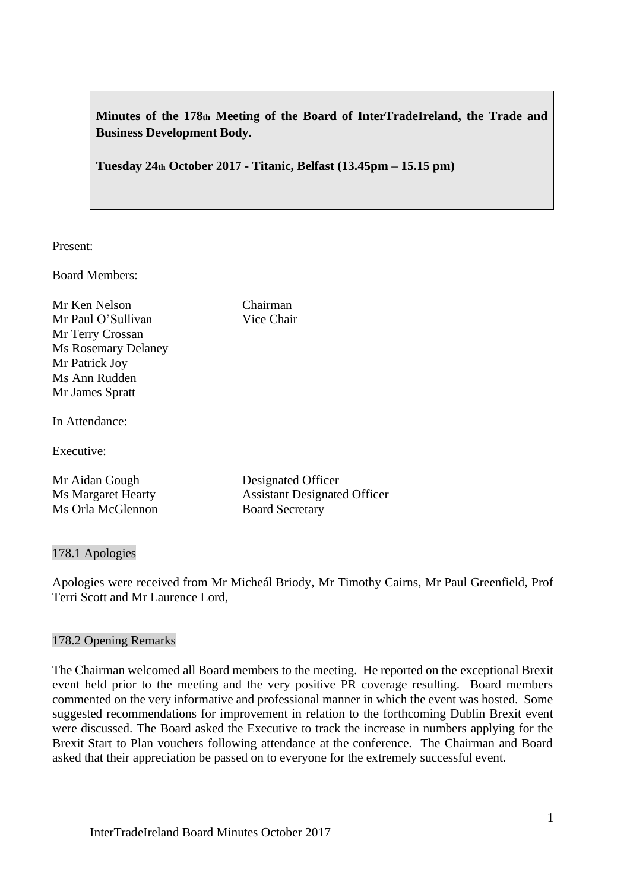**Minutes of the 178th Meeting of the Board of InterTradeIreland, the Trade and Business Development Body.**

**Tuesday 24th October 2017 - Titanic, Belfast (13.45pm – 15.15 pm)**

Present:

Board Members:

| | |
|---|---|
| Mr Ken Nelson | Chairman |
| Mr Paul O'Sullivan | Vice Chair |
| Mr Terry Crossan | |
| Ms Rosemary Delaney | |
| Mr Patrick Joy | |
| Ms Ann Rudden | |
| Mr James Spratt | |

In Attendance:

Executive:

| | |
|---|---|
| Mr Aidan Gough | Designated Officer |
| Ms Margaret Hearty | Assistant Designated Officer |
| Ms Orla McGlennon | Board Secretary |

## 178.1 Apologies

Apologies were received from Mr Micheál Briody, Mr Timothy Cairns, Mr Paul Greenfield, Prof Terri Scott and Mr Laurence Lord,

## 178.2 Opening Remarks

The Chairman welcomed all Board members to the meeting. He reported on the exceptional Brexit event held prior to the meeting and the very positive PR coverage resulting. Board members commented on the very informative and professional manner in which the event was hosted. Some suggested recommendations for improvement in relation to the forthcoming Dublin Brexit event were discussed. The Board asked the Executive to track the increase in numbers applying for the Brexit Start to Plan vouchers following attendance at the conference. The Chairman and Board asked that their appreciation be passed on to everyone for the extremely successful event.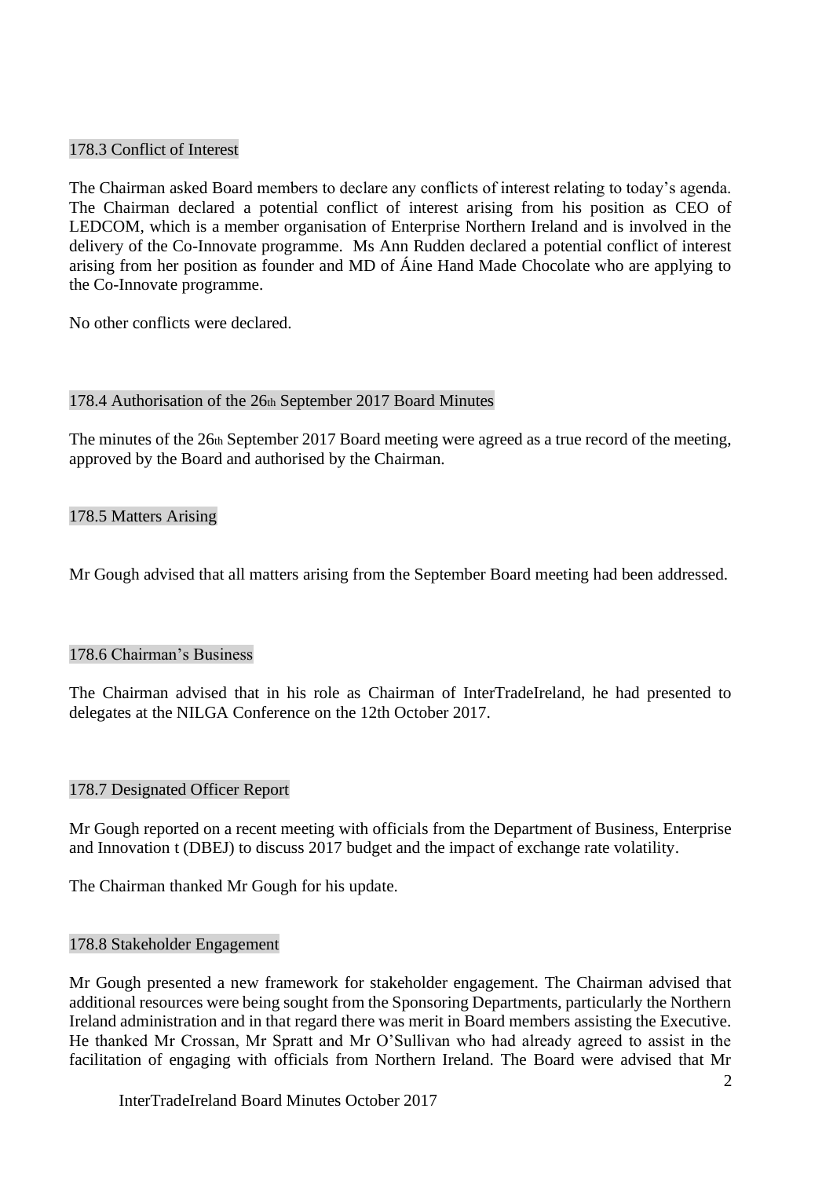### 178.3 Conflict of Interest

The Chairman asked Board members to declare any conflicts of interest relating to today's agenda. The Chairman declared a potential conflict of interest arising from his position as CEO of LEDCOM, which is a member organisation of Enterprise Northern Ireland and is involved in the delivery of the Co-Innovate programme. Ms Ann Rudden declared a potential conflict of interest arising from her position as founder and MD of Áine Hand Made Chocolate who are applying to the Co-Innovate programme.

No other conflicts were declared.

### 178.4 Authorisation of the 26th September 2017 Board Minutes

The minutes of the 26th September 2017 Board meeting were agreed as a true record of the meeting, approved by the Board and authorised by the Chairman.

### 178.5 Matters Arising

Mr Gough advised that all matters arising from the September Board meeting had been addressed.

### 178.6 Chairman's Business

The Chairman advised that in his role as Chairman of InterTradeIreland, he had presented to delegates at the NILGA Conference on the 12th October 2017.

### 178.7 Designated Officer Report

Mr Gough reported on a recent meeting with officials from the Department of Business, Enterprise and Innovation t (DBEJ) to discuss 2017 budget and the impact of exchange rate volatility.

The Chairman thanked Mr Gough for his update.

### 178.8 Stakeholder Engagement

Mr Gough presented a new framework for stakeholder engagement. The Chairman advised that additional resources were being sought from the Sponsoring Departments, particularly the Northern Ireland administration and in that regard there was merit in Board members assisting the Executive. He thanked Mr Crossan, Mr Spratt and Mr O'Sullivan who had already agreed to assist in the facilitation of engaging with officials from Northern Ireland. The Board were advised that Mr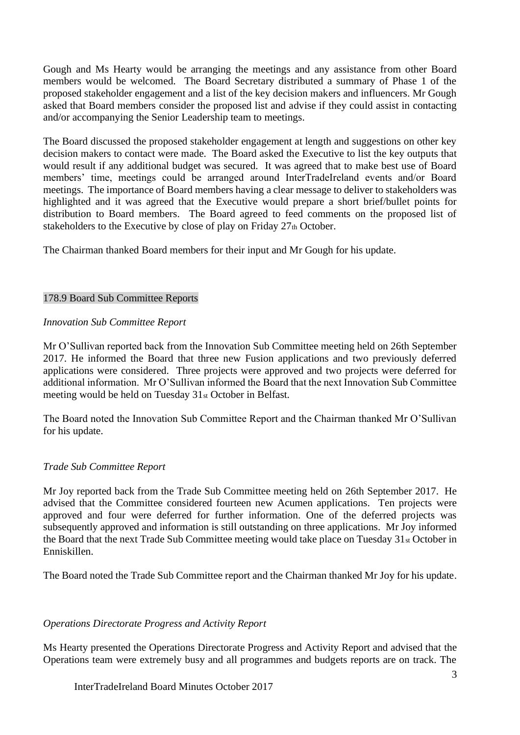Gough and Ms Hearty would be arranging the meetings and any assistance from other Board members would be welcomed. The Board Secretary distributed a summary of Phase 1 of the proposed stakeholder engagement and a list of the key decision makers and influencers. Mr Gough asked that Board members consider the proposed list and advise if they could assist in contacting and/or accompanying the Senior Leadership team to meetings.

The Board discussed the proposed stakeholder engagement at length and suggestions on other key decision makers to contact were made. The Board asked the Executive to list the key outputs that would result if any additional budget was secured. It was agreed that to make best use of Board members' time, meetings could be arranged around InterTradeIreland events and/or Board meetings. The importance of Board members having a clear message to deliver to stakeholders was highlighted and it was agreed that the Executive would prepare a short brief/bullet points for distribution to Board members. The Board agreed to feed comments on the proposed list of stakeholders to the Executive by close of play on Friday 27th October.

The Chairman thanked Board members for their input and Mr Gough for his update.

## 178.9 Board Sub Committee Reports

*Innovation Sub Committee Report*

Mr O'Sullivan reported back from the Innovation Sub Committee meeting held on 26th September 2017. He informed the Board that three new Fusion applications and two previously deferred applications were considered. Three projects were approved and two projects were deferred for additional information. Mr O'Sullivan informed the Board that the next Innovation Sub Committee meeting would be held on Tuesday 31st October in Belfast.

The Board noted the Innovation Sub Committee Report and the Chairman thanked Mr O'Sullivan for his update.

*Trade Sub Committee Report*

Mr Joy reported back from the Trade Sub Committee meeting held on 26th September 2017. He advised that the Committee considered fourteen new Acumen applications. Ten projects were approved and four were deferred for further information. One of the deferred projects was subsequently approved and information is still outstanding on three applications. Mr Joy informed the Board that the next Trade Sub Committee meeting would take place on Tuesday 31st October in Enniskillen.

The Board noted the Trade Sub Committee report and the Chairman thanked Mr Joy for his update.

*Operations Directorate Progress and Activity Report*

Ms Hearty presented the Operations Directorate Progress and Activity Report and advised that the Operations team were extremely busy and all programmes and budgets reports are on track. The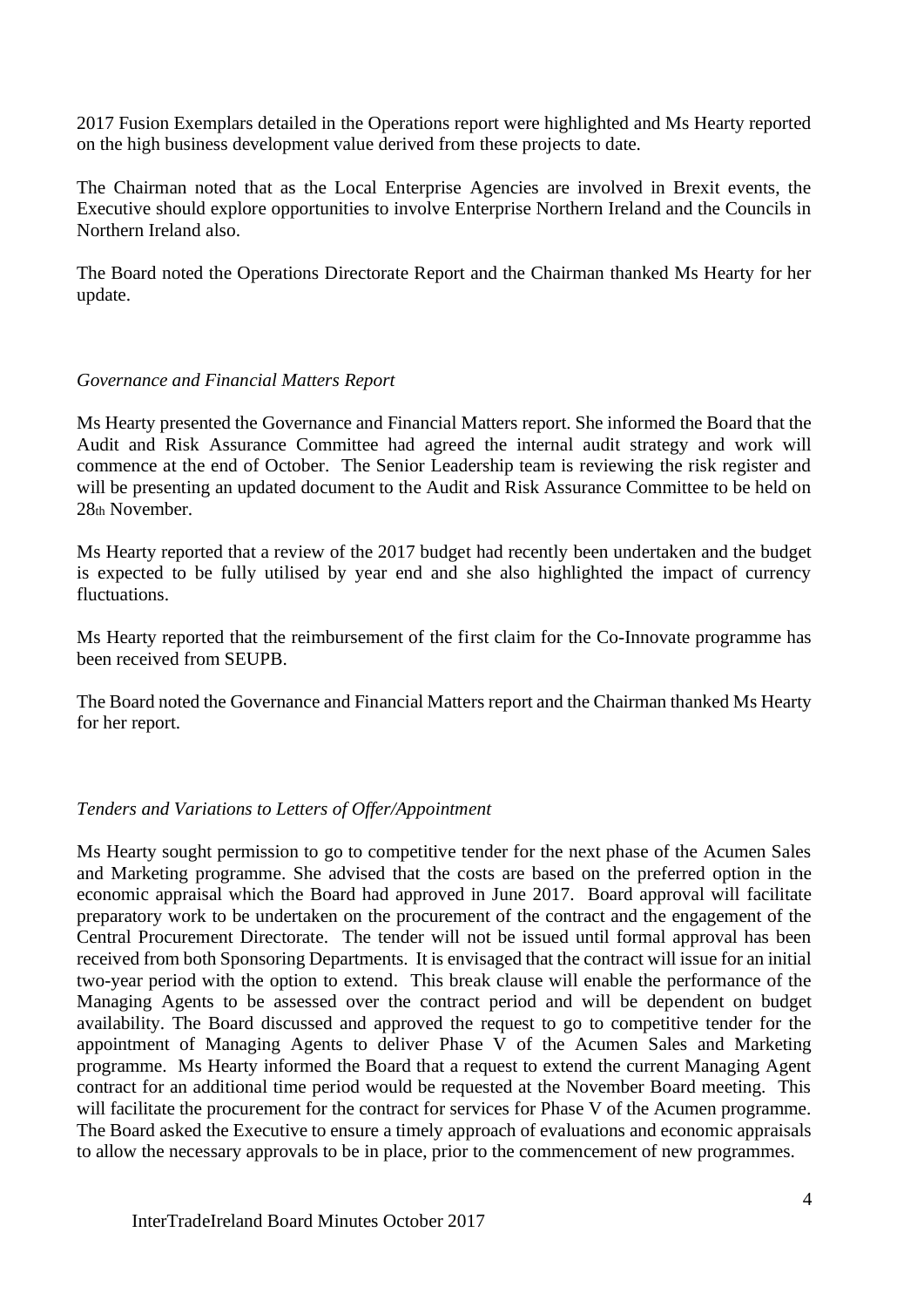2017 Fusion Exemplars detailed in the Operations report were highlighted and Ms Hearty reported on the high business development value derived from these projects to date.

The Chairman noted that as the Local Enterprise Agencies are involved in Brexit events, the Executive should explore opportunities to involve Enterprise Northern Ireland and the Councils in Northern Ireland also.

The Board noted the Operations Directorate Report and the Chairman thanked Ms Hearty for her update.

*Governance and Financial Matters Report*

Ms Hearty presented the Governance and Financial Matters report. She informed the Board that the Audit and Risk Assurance Committee had agreed the internal audit strategy and work will commence at the end of October. The Senior Leadership team is reviewing the risk register and will be presenting an updated document to the Audit and Risk Assurance Committee to be held on 28th November.

Ms Hearty reported that a review of the 2017 budget had recently been undertaken and the budget is expected to be fully utilised by year end and she also highlighted the impact of currency fluctuations.

Ms Hearty reported that the reimbursement of the first claim for the Co-Innovate programme has been received from SEUPB.

The Board noted the Governance and Financial Matters report and the Chairman thanked Ms Hearty for her report.

*Tenders and Variations to Letters of Offer/Appointment*

Ms Hearty sought permission to go to competitive tender for the next phase of the Acumen Sales and Marketing programme. She advised that the costs are based on the preferred option in the economic appraisal which the Board had approved in June 2017. Board approval will facilitate preparatory work to be undertaken on the procurement of the contract and the engagement of the Central Procurement Directorate. The tender will not be issued until formal approval has been received from both Sponsoring Departments. It is envisaged that the contract will issue for an initial two-year period with the option to extend. This break clause will enable the performance of the Managing Agents to be assessed over the contract period and will be dependent on budget availability. The Board discussed and approved the request to go to competitive tender for the appointment of Managing Agents to deliver Phase V of the Acumen Sales and Marketing programme. Ms Hearty informed the Board that a request to extend the current Managing Agent contract for an additional time period would be requested at the November Board meeting. This will facilitate the procurement for the contract for services for Phase V of the Acumen programme. The Board asked the Executive to ensure a timely approach of evaluations and economic appraisals to allow the necessary approvals to be in place, prior to the commencement of new programmes.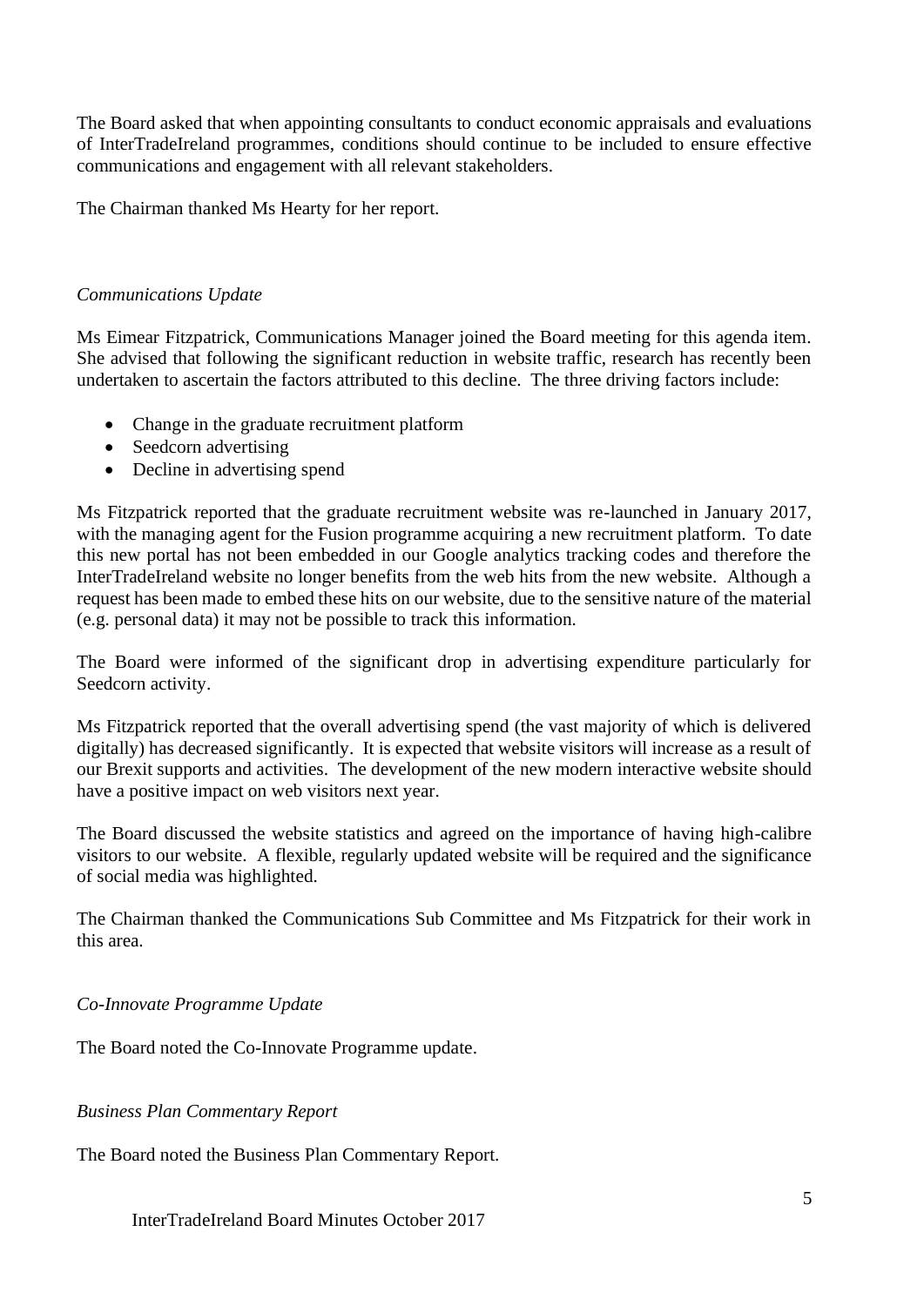The Board asked that when appointing consultants to conduct economic appraisals and evaluations of InterTradeIreland programmes, conditions should continue to be included to ensure effective communications and engagement with all relevant stakeholders.

The Chairman thanked Ms Hearty for her report.

*Communications Update*

Ms Eimear Fitzpatrick, Communications Manager joined the Board meeting for this agenda item. She advised that following the significant reduction in website traffic, research has recently been undertaken to ascertain the factors attributed to this decline. The three driving factors include:

- Change in the graduate recruitment platform
- Seedcorn advertising
- Decline in advertising spend

Ms Fitzpatrick reported that the graduate recruitment website was re-launched in January 2017, with the managing agent for the Fusion programme acquiring a new recruitment platform. To date this new portal has not been embedded in our Google analytics tracking codes and therefore the InterTradeIreland website no longer benefits from the web hits from the new website. Although a request has been made to embed these hits on our website, due to the sensitive nature of the material (e.g. personal data) it may not be possible to track this information.

The Board were informed of the significant drop in advertising expenditure particularly for Seedcorn activity.

Ms Fitzpatrick reported that the overall advertising spend (the vast majority of which is delivered digitally) has decreased significantly. It is expected that website visitors will increase as a result of our Brexit supports and activities. The development of the new modern interactive website should have a positive impact on web visitors next year.

The Board discussed the website statistics and agreed on the importance of having high-calibre visitors to our website. A flexible, regularly updated website will be required and the significance of social media was highlighted.

The Chairman thanked the Communications Sub Committee and Ms Fitzpatrick for their work in this area.

*Co-Innovate Programme Update*

The Board noted the Co-Innovate Programme update.

*Business Plan Commentary Report*

The Board noted the Business Plan Commentary Report.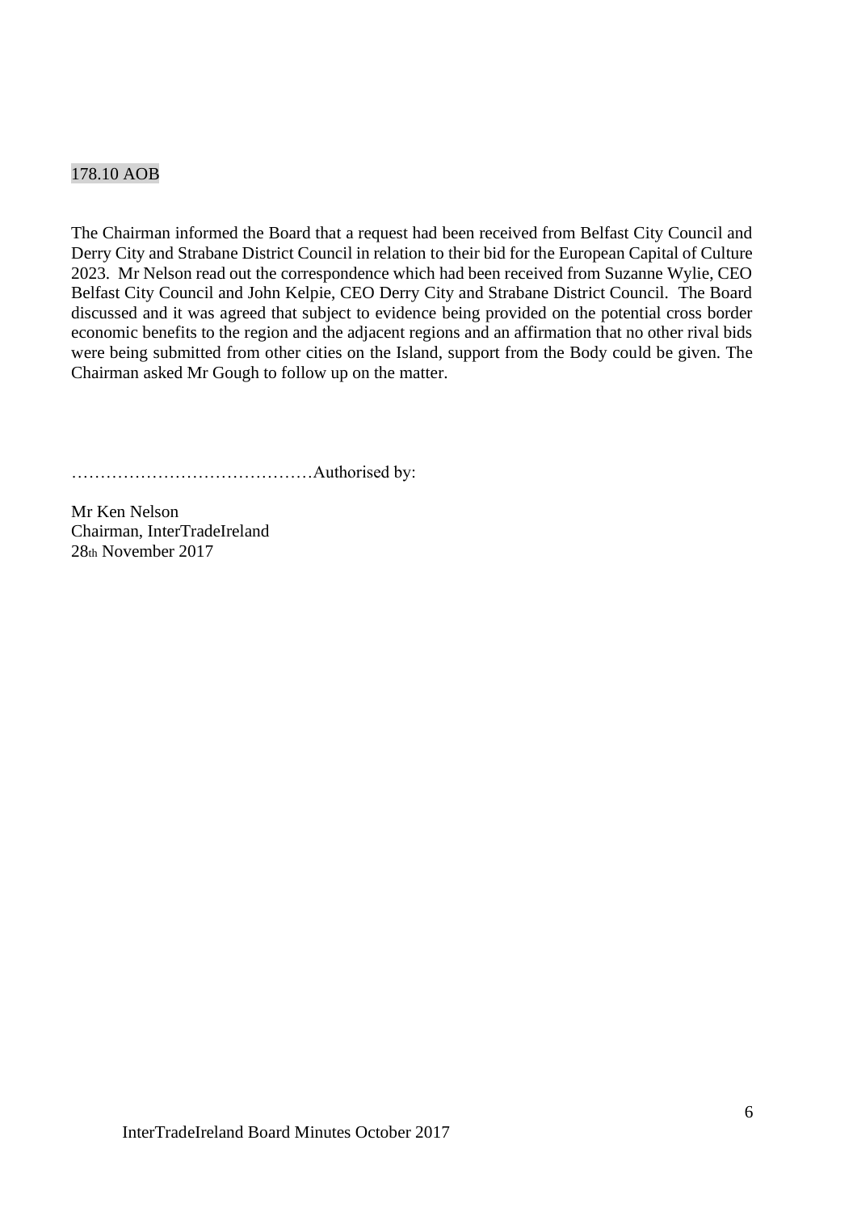178.10 AOB

The Chairman informed the Board that a request had been received from Belfast City Council and Derry City and Strabane District Council in relation to their bid for the European Capital of Culture 2023. Mr Nelson read out the correspondence which had been received from Suzanne Wylie, CEO Belfast City Council and John Kelpie, CEO Derry City and Strabane District Council. The Board discussed and it was agreed that subject to evidence being provided on the potential cross border economic benefits to the region and the adjacent regions and an affirmation that no other rival bids were being submitted from other cities on the Island, support from the Body could be given. The Chairman asked Mr Gough to follow up on the matter.

……………………………………Authorised by:

Mr Ken Nelson
Chairman, InterTradeIreland
28th November 2017